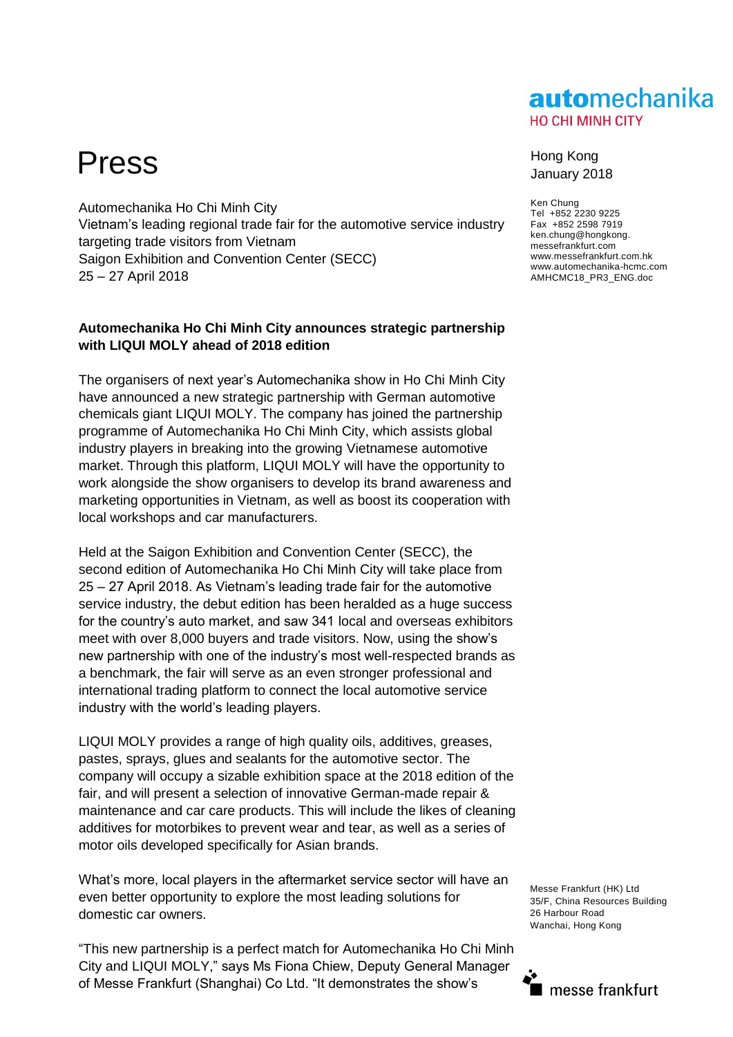# Press

**automechanika**
HO CHI MINH CITY

Hong Kong
January 2018

Ken Chung
Tel +852 2230 9225
Fax +852 2598 7919
ken.chung@hongkong.messefrankfurt.com
www.messefrankfurt.com.hk
www.automechanika-hcmc.com
AMHCMC18_PR3_ENG.doc

Automechanika Ho Chi Minh City
Vietnam's leading regional trade fair for the automotive service industry targeting trade visitors from Vietnam
Saigon Exhibition and Convention Center (SECC)
25 – 27 April 2018

**Automechanika Ho Chi Minh City announces strategic partnership with LIQUI MOLY ahead of 2018 edition**

The organisers of next year's Automechanika show in Ho Chi Minh City have announced a new strategic partnership with German automotive chemicals giant LIQUI MOLY. The company has joined the partnership programme of Automechanika Ho Chi Minh City, which assists global industry players in breaking into the growing Vietnamese automotive market. Through this platform, LIQUI MOLY will have the opportunity to work alongside the show organisers to develop its brand awareness and marketing opportunities in Vietnam, as well as boost its cooperation with local workshops and car manufacturers.

Held at the Saigon Exhibition and Convention Center (SECC), the second edition of Automechanika Ho Chi Minh City will take place from 25 – 27 April 2018. As Vietnam's leading trade fair for the automotive service industry, the debut edition has been heralded as a huge success for the country's auto market, and saw 341 local and overseas exhibitors meet with over 8,000 buyers and trade visitors. Now, using the show's new partnership with one of the industry's most well-respected brands as a benchmark, the fair will serve as an even stronger professional and international trading platform to connect the local automotive service industry with the world's leading players.

LIQUI MOLY provides a range of high quality oils, additives, greases, pastes, sprays, glues and sealants for the automotive sector. The company will occupy a sizable exhibition space at the 2018 edition of the fair, and will present a selection of innovative German-made repair & maintenance and car care products. This will include the likes of cleaning additives for motorbikes to prevent wear and tear, as well as a series of motor oils developed specifically for Asian brands.

What's more, local players in the aftermarket service sector will have an even better opportunity to explore the most leading solutions for domestic car owners.

"This new partnership is a perfect match for Automechanika Ho Chi Minh City and LIQUI MOLY," says Ms Fiona Chiew, Deputy General Manager of Messe Frankfurt (Shanghai) Co Ltd. "It demonstrates the show's

Messe Frankfurt (HK) Ltd
35/F, China Resources Building
26 Harbour Road
Wanchai, Hong Kong

messe frankfurt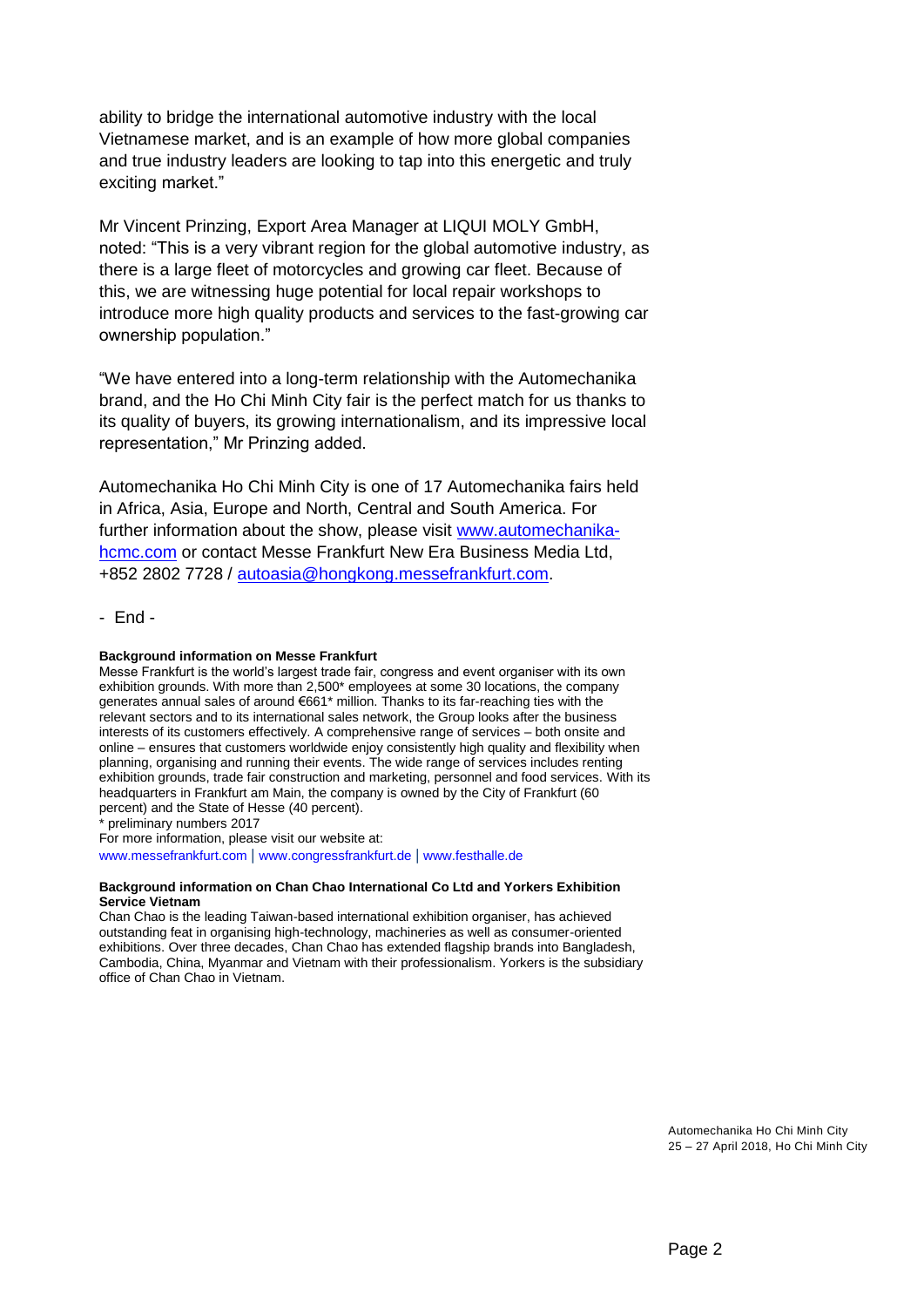ability to bridge the international automotive industry with the local Vietnamese market, and is an example of how more global companies and true industry leaders are looking to tap into this energetic and truly exciting market."

Mr Vincent Prinzing, Export Area Manager at LIQUI MOLY GmbH, noted: "This is a very vibrant region for the global automotive industry, as there is a large fleet of motorcycles and growing car fleet. Because of this, we are witnessing huge potential for local repair workshops to introduce more high quality products and services to the fast-growing car ownership population."

"We have entered into a long-term relationship with the Automechanika brand, and the Ho Chi Minh City fair is the perfect match for us thanks to its quality of buyers, its growing internationalism, and its impressive local representation," Mr Prinzing added.

Automechanika Ho Chi Minh City is one of 17 Automechanika fairs held in Africa, Asia, Europe and North, Central and South America. For further information about the show, please visit www.automechanika-hcmc.com or contact Messe Frankfurt New Era Business Media Ltd, +852 2802 7728 / autoasia@hongkong.messefrankfurt.com.

\- End -

**Background information on Messe Frankfurt**

Messe Frankfurt is the world's largest trade fair, congress and event organiser with its own exhibition grounds. With more than 2,500* employees at some 30 locations, the company generates annual sales of around €661* million. Thanks to its far-reaching ties with the relevant sectors and to its international sales network, the Group looks after the business interests of its customers effectively. A comprehensive range of services – both onsite and online – ensures that customers worldwide enjoy consistently high quality and flexibility when planning, organising and running their events. The wide range of services includes renting exhibition grounds, trade fair construction and marketing, personnel and food services. With its headquarters in Frankfurt am Main, the company is owned by the City of Frankfurt (60 percent) and the State of Hesse (40 percent).

\* preliminary numbers 2017

For more information, please visit our website at:

www.messefrankfurt.com | www.congressfrankfurt.de | www.festhalle.de

**Background information on Chan Chao International Co Ltd and Yorkers Exhibition Service Vietnam**

Chan Chao is the leading Taiwan-based international exhibition organiser, has achieved outstanding feat in organising high-technology, machineries as well as consumer-oriented exhibitions. Over three decades, Chan Chao has extended flagship brands into Bangladesh, Cambodia, China, Myanmar and Vietnam with their professionalism. Yorkers is the subsidiary office of Chan Chao in Vietnam.